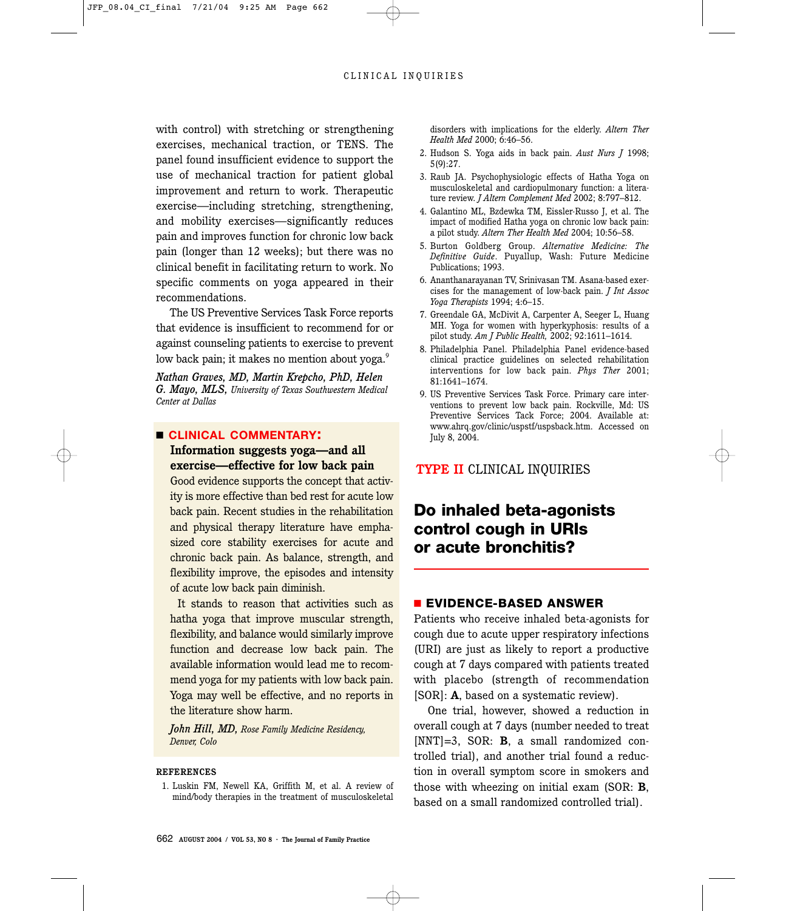with control) with stretching or strengthening exercises, mechanical traction, or TENS. The panel found insufficient evidence to support the use of mechanical traction for patient global improvement and return to work. Therapeutic exercise—including stretching, strengthening, and mobility exercises—significantly reduces pain and improves function for chronic low back pain (longer than 12 weeks); but there was no clinical benefit in facilitating return to work. No specific comments on yoga appeared in their recommendations.

The US Preventive Services Task Force reports that evidence is insufficient to recommend for or against counseling patients to exercise to prevent low back pain; it makes no mention about yoga.[9]

***Nathan Graves, MD, Martin Krepcho, PhD, Helen G. Mayo, MLS,*** *University of Texas Southwestern Medical Center at Dallas*

## CLINICAL COMMENTARY:

### Information suggests yoga—and all exercise—effective for low back pain

Good evidence supports the concept that activity is more effective than bed rest for acute low back pain. Recent studies in the rehabilitation and physical therapy literature have emphasized core stability exercises for acute and chronic back pain. As balance, strength, and flexibility improve, the episodes and intensity of acute low back pain diminish.

It stands to reason that activities such as hatha yoga that improve muscular strength, flexibility, and balance would similarly improve function and decrease low back pain. The available information would lead me to recommend yoga for my patients with low back pain. Yoga may well be effective, and no reports in the literature show harm.

***John Hill, MD,*** *Rose Family Medicine Residency, Denver, Colo*

### REFERENCES

1. Luskin FM, Newell KA, Griffith M, et al. A review of mind/body therapies in the treatment of musculoskeletal disorders with implications for the elderly. *Altern Ther Health Med* 2000; 6:46–56.
2. Hudson S. Yoga aids in back pain. *Aust Nurs J* 1998; 5(9):27.
3. Raub JA. Psychophysiologic effects of Hatha Yoga on musculoskeletal and cardiopulmonary function: a literature review. *J Altern Complement Med* 2002; 8:797–812.
4. Galantino ML, Bzdewka TM, Eissler-Russo J, et al. The impact of modified Hatha yoga on chronic low back pain: a pilot study. *Altern Ther Health Med* 2004; 10:56–58.
5. Burton Goldberg Group. *Alternative Medicine: The Definitive Guide*. Puyallup, Wash: Future Medicine Publications; 1993.
6. Ananthanarayanan TV, Srinivasan TM. Asana-based exercises for the management of low-back pain. *J Int Assoc Yoga Therapists* 1994; 4:6–15.
7. Greendale GA, McDivit A, Carpenter A, Seeger L, Huang MH. Yoga for women with hyperkyphosis: results of a pilot study. *Am J Public Health,* 2002; 92:1611–1614.
8. Philadelphia Panel. Philadelphia Panel evidence-based clinical practice guidelines on selected rehabilitation interventions for low back pain. *Phys Ther* 2001; 81:1641–1674.
9. US Preventive Services Task Force. Primary care interventions to prevent low back pain. Rockville, Md: US Preventive Services Tack Force; 2004. Available at: www.ahrq.gov/clinic/uspstf/uspsback.htm. Accessed on July 8, 2004.

**TYPE II** CLINICAL INQUIRIES

# Do inhaled beta-agonists control cough in URIs or acute bronchitis?

## EVIDENCE-BASED ANSWER

Patients who receive inhaled beta-agonists for cough due to acute upper respiratory infections (URI) are just as likely to report a productive cough at 7 days compared with patients treated with placebo (strength of recommendation [SOR]: **A**, based on a systematic review).

One trial, however, showed a reduction in overall cough at 7 days (number needed to treat [NNT]=3, SOR: **B**, a small randomized controlled trial), and another trial found a reduction in overall symptom score in smokers and those with wheezing on initial exam (SOR: **B**, based on a small randomized controlled trial).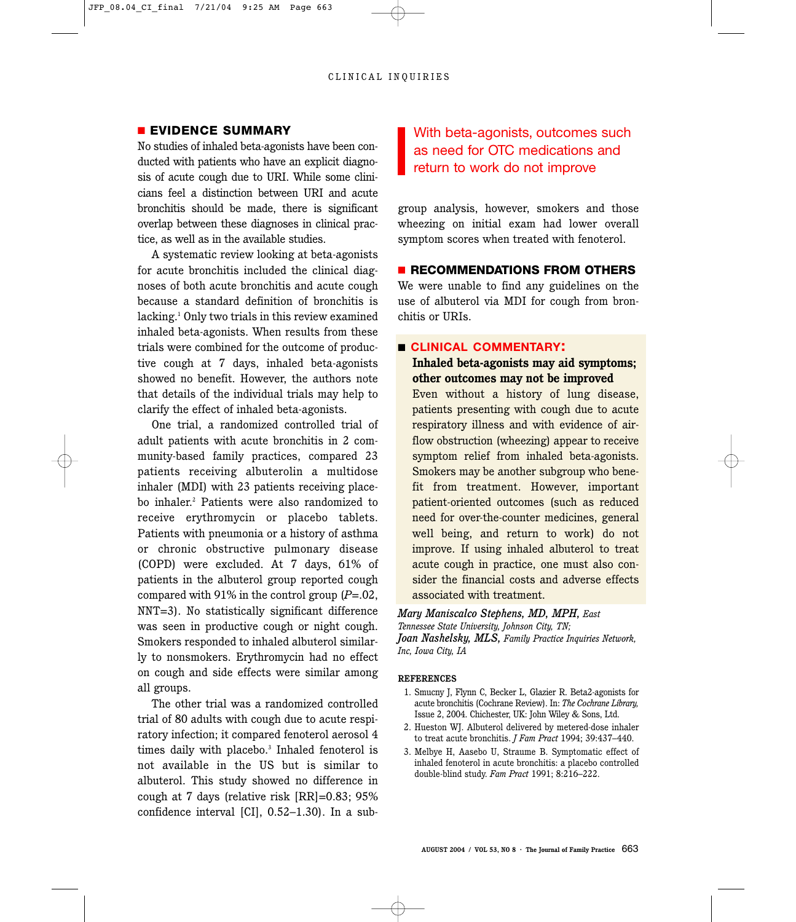## EVIDENCE SUMMARY

No studies of inhaled beta-agonists have been conducted with patients who have an explicit diagnosis of acute cough due to URI. While some clinicians feel a distinction between URI and acute bronchitis should be made, there is significant overlap between these diagnoses in clinical practice, as well as in the available studies.

A systematic review looking at beta-agonists for acute bronchitis included the clinical diagnoses of both acute bronchitis and acute cough because a standard definition of bronchitis is lacking.[1] Only two trials in this review examined inhaled beta-agonists. When results from these trials were combined for the outcome of productive cough at 7 days, inhaled beta-agonists showed no benefit. However, the authors note that details of the individual trials may help to clarify the effect of inhaled beta-agonists.

One trial, a randomized controlled trial of adult patients with acute bronchitis in 2 community-based family practices, compared 23 patients receiving albuterolin a multidose inhaler (MDI) with 23 patients receiving placebo inhaler.[2] Patients were also randomized to receive erythromycin or placebo tablets. Patients with pneumonia or a history of asthma or chronic obstructive pulmonary disease (COPD) were excluded. At 7 days, 61% of patients in the albuterol group reported cough compared with 91% in the control group ($P$=.02, NNT=3). No statistically significant difference was seen in productive cough or night cough. Smokers responded to inhaled albuterol similarly to nonsmokers. Erythromycin had no effect on cough and side effects were similar among all groups.

The other trial was a randomized controlled trial of 80 adults with cough due to acute respiratory infection; it compared fenoterol aerosol 4 times daily with placebo.[3] Inhaled fenoterol is not available in the US but is similar to albuterol. This study showed no difference in cough at 7 days (relative risk [RR]=0.83; 95% confidence interval [CI], 0.52–1.30). In a subgroup analysis, however, smokers and those wheezing on initial exam had lower overall symptom scores when treated with fenoterol.

> With beta-agonists, outcomes such as need for OTC medications and return to work do not improve

## RECOMMENDATIONS FROM OTHERS

We were unable to find any guidelines on the use of albuterol via MDI for cough from bronchitis or URIs.

## CLINICAL COMMENTARY:

**Inhaled beta-agonists may aid symptoms; other outcomes may not be improved**

Even without a history of lung disease, patients presenting with cough due to acute respiratory illness and with evidence of airflow obstruction (wheezing) appear to receive symptom relief from inhaled beta-agonists. Smokers may be another subgroup who benefit from treatment. However, important patient-oriented outcomes (such as reduced need for over-the-counter medicines, general well being, and return to work) do not improve. If using inhaled albuterol to treat acute cough in practice, one must also consider the financial costs and adverse effects associated with treatment.

***Mary Maniscalco Stephens, MD, MPH,*** *East Tennessee State University, Johnson City, TN;*
***Joan Nashelsky, MLS,*** *Family Practice Inquiries Network, Inc, Iowa City, IA*

### REFERENCES

1. Smucny J, Flynn C, Becker L, Glazier R. Beta2-agonists for acute bronchitis (Cochrane Review). In: *The Cochrane Library*, Issue 2, 2004. Chichester, UK: John Wiley & Sons, Ltd.
2. Hueston WJ. Albuterol delivered by metered-dose inhaler to treat acute bronchitis. *J Fam Pract* 1994; 39:437–440.
3. Melbye H, Aasebo U, Straume B. Symptomatic effect of inhaled fenoterol in acute bronchitis: a placebo controlled double-blind study. *Fam Pract* 1991; 8:216–222.